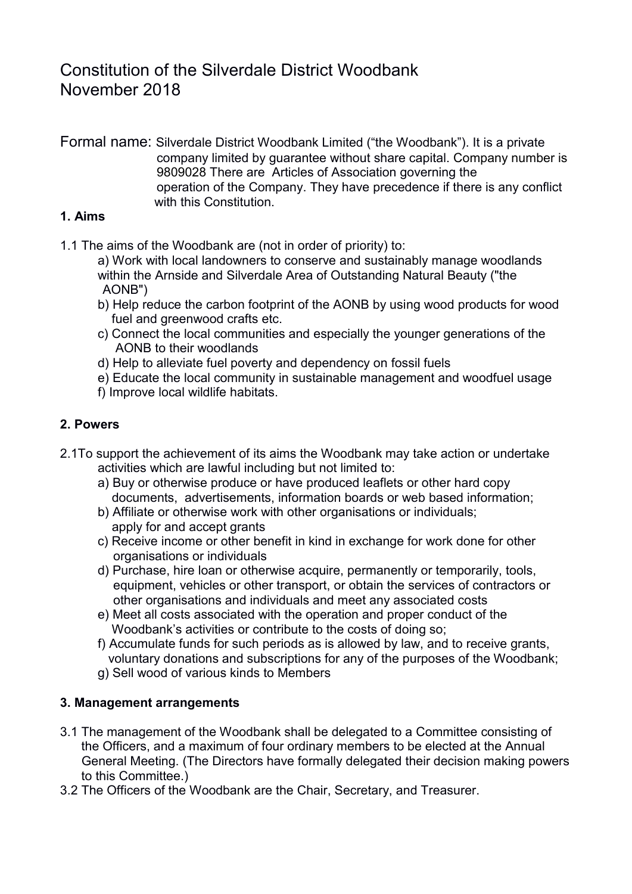# Constitution of the Silverdale District Woodbank
# November 2018

Formal name: Silverdale District Woodbank Limited ("the Woodbank"). It is a private company limited by guarantee without share capital. Company number is 9809028 There are Articles of Association governing the operation of the Company. They have precedence if there is any conflict with this Constitution.

**1. Aims**

1.1 The aims of the Woodbank are (not in order of priority) to:

a) Work with local landowners to conserve and sustainably manage woodlands within the Arnside and Silverdale Area of Outstanding Natural Beauty ("the AONB")

b) Help reduce the carbon footprint of the AONB by using wood products for wood fuel and greenwood crafts etc.

c) Connect the local communities and especially the younger generations of the AONB to their woodlands

d) Help to alleviate fuel poverty and dependency on fossil fuels

e) Educate the local community in sustainable management and woodfuel usage

f) Improve local wildlife habitats.

**2. Powers**

2.1To support the achievement of its aims the Woodbank may take action or undertake activities which are lawful including but not limited to:

a) Buy or otherwise produce or have produced leaflets or other hard copy documents, advertisements, information boards or web based information;

b) Affiliate or otherwise work with other organisations or individuals; apply for and accept grants

c) Receive income or other benefit in kind in exchange for work done for other organisations or individuals

d) Purchase, hire loan or otherwise acquire, permanently or temporarily, tools, equipment, vehicles or other transport, or obtain the services of contractors or other organisations and individuals and meet any associated costs

e) Meet all costs associated with the operation and proper conduct of the Woodbank's activities or contribute to the costs of doing so;

f) Accumulate funds for such periods as is allowed by law, and to receive grants, voluntary donations and subscriptions for any of the purposes of the Woodbank;

g) Sell wood of various kinds to Members

**3. Management arrangements**

3.1 The management of the Woodbank shall be delegated to a Committee consisting of the Officers, and a maximum of four ordinary members to be elected at the Annual General Meeting. (The Directors have formally delegated their decision making powers to this Committee.)

3.2 The Officers of the Woodbank are the Chair, Secretary, and Treasurer.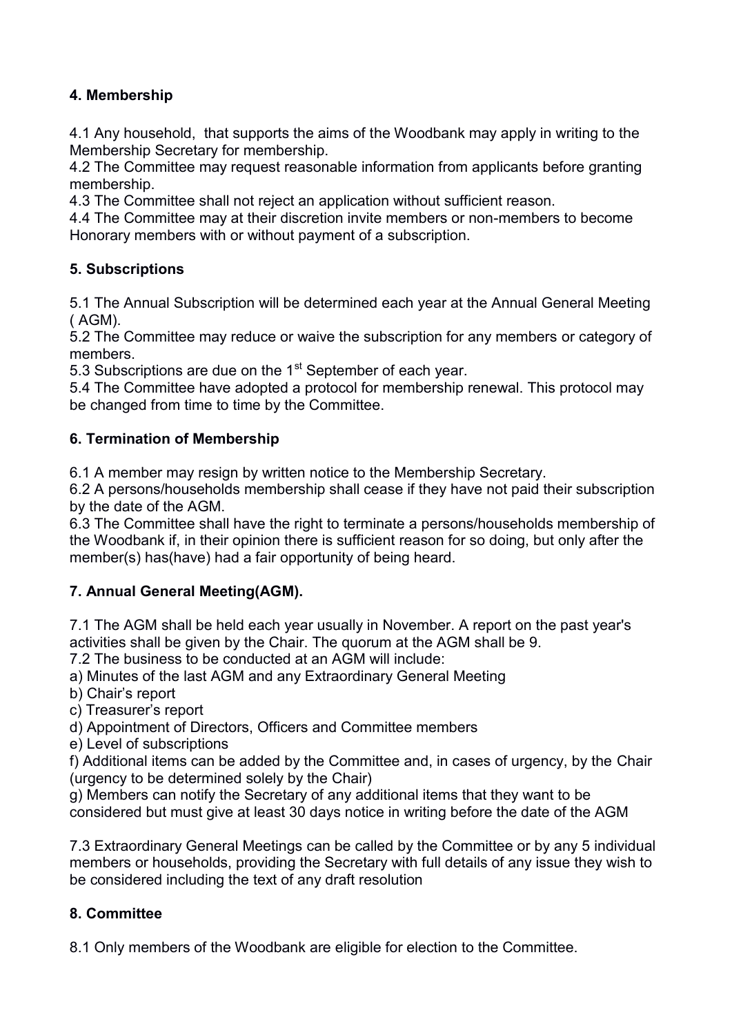**4. Membership**

4.1 Any household,  that supports the aims of the Woodbank may apply in writing to the Membership Secretary for membership.
4.2 The Committee may request reasonable information from applicants before granting membership.
4.3 The Committee shall not reject an application without sufficient reason.
4.4 The Committee may at their discretion invite members or non-members to become Honorary members with or without payment of a subscription.

**5. Subscriptions**

5.1 The Annual Subscription will be determined each year at the Annual General Meeting ( AGM).
5.2 The Committee may reduce or waive the subscription for any members or category of members.
5.3 Subscriptions are due on the 1st September of each year.
5.4 The Committee have adopted a protocol for membership renewal. This protocol may be changed from time to time by the Committee.

**6. Termination of Membership**

6.1 A member may resign by written notice to the Membership Secretary.
6.2 A persons/households membership shall cease if they have not paid their subscription by the date of the AGM.
6.3 The Committee shall have the right to terminate a persons/households membership of the Woodbank if, in their opinion there is sufficient reason for so doing, but only after the member(s) has(have) had a fair opportunity of being heard.

**7. Annual General Meeting(AGM).**

7.1 The AGM shall be held each year usually in November. A report on the past year's activities shall be given by the Chair. The quorum at the AGM shall be 9.
7.2 The business to be conducted at an AGM will include:
a) Minutes of the last AGM and any Extraordinary General Meeting
b) Chair's report
c) Treasurer's report
d) Appointment of Directors, Officers and Committee members
e) Level of subscriptions
f) Additional items can be added by the Committee and, in cases of urgency, by the Chair (urgency to be determined solely by the Chair)
g) Members can notify the Secretary of any additional items that they want to be considered but must give at least 30 days notice in writing before the date of the AGM

7.3 Extraordinary General Meetings can be called by the Committee or by any 5 individual members or households, providing the Secretary with full details of any issue they wish to be considered including the text of any draft resolution

**8. Committee**

8.1 Only members of the Woodbank are eligible for election to the Committee.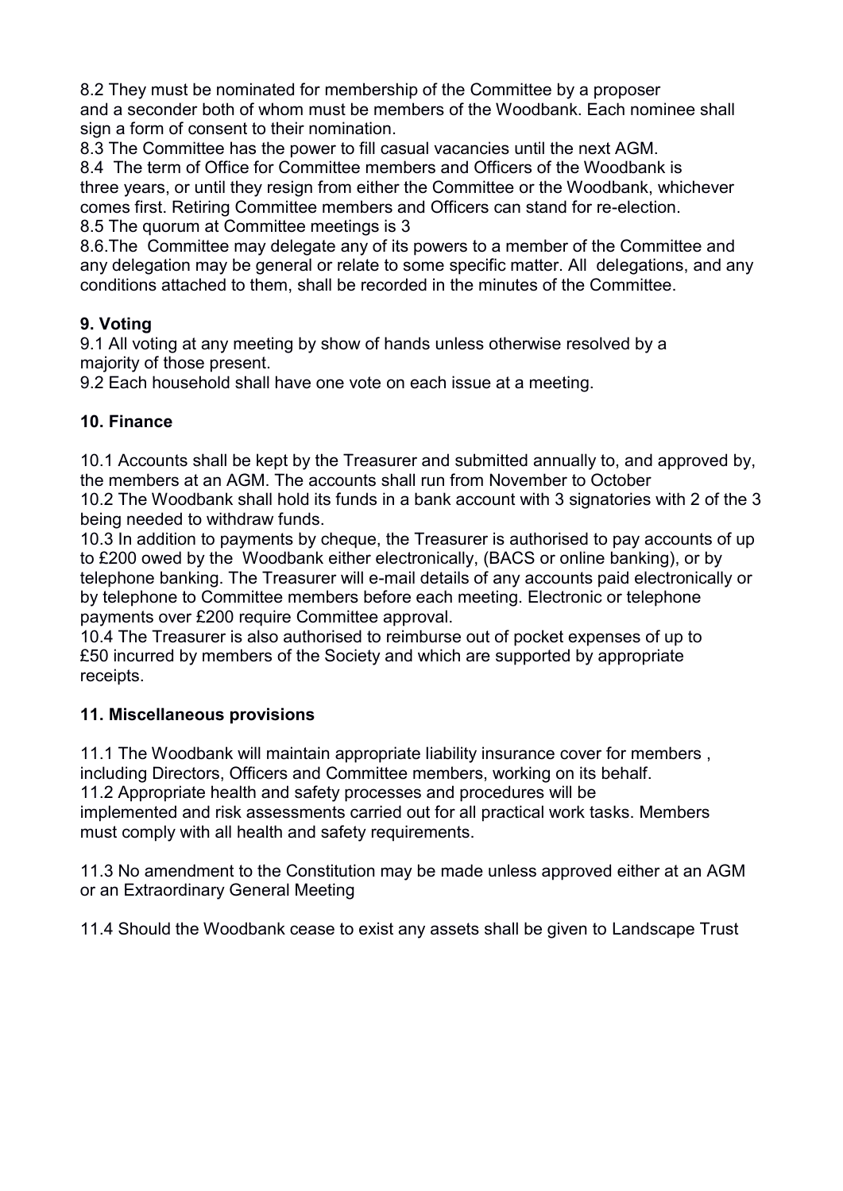8.2 They must be nominated for membership of the Committee by a proposer and a seconder both of whom must be members of the Woodbank. Each nominee shall sign a form of consent to their nomination.
8.3 The Committee has the power to fill casual vacancies until the next AGM.
8.4 The term of Office for Committee members and Officers of the Woodbank is three years, or until they resign from either the Committee or the Woodbank, whichever comes first. Retiring Committee members and Officers can stand for re-election.
8.5 The quorum at Committee meetings is 3
8.6.The Committee may delegate any of its powers to a member of the Committee and any delegation may be general or relate to some specific matter. All delegations, and any conditions attached to them, shall be recorded in the minutes of the Committee.

### 9. Voting

9.1 All voting at any meeting by show of hands unless otherwise resolved by a majority of those present.
9.2 Each household shall have one vote on each issue at a meeting.

### 10. Finance

10.1 Accounts shall be kept by the Treasurer and submitted annually to, and approved by, the members at an AGM. The accounts shall run from November to October
10.2 The Woodbank shall hold its funds in a bank account with 3 signatories with 2 of the 3 being needed to withdraw funds.
10.3 In addition to payments by cheque, the Treasurer is authorised to pay accounts of up to £200 owed by the Woodbank either electronically, (BACS or online banking), or by telephone banking. The Treasurer will e-mail details of any accounts paid electronically or by telephone to Committee members before each meeting. Electronic or telephone payments over £200 require Committee approval.
10.4 The Treasurer is also authorised to reimburse out of pocket expenses of up to £50 incurred by members of the Society and which are supported by appropriate receipts.

### 11. Miscellaneous provisions

11.1 The Woodbank will maintain appropriate liability insurance cover for members , including Directors, Officers and Committee members, working on its behalf.
11.2 Appropriate health and safety processes and procedures will be implemented and risk assessments carried out for all practical work tasks. Members must comply with all health and safety requirements.

11.3 No amendment to the Constitution may be made unless approved either at an AGM or an Extraordinary General Meeting

11.4 Should the Woodbank cease to exist any assets shall be given to Landscape Trust